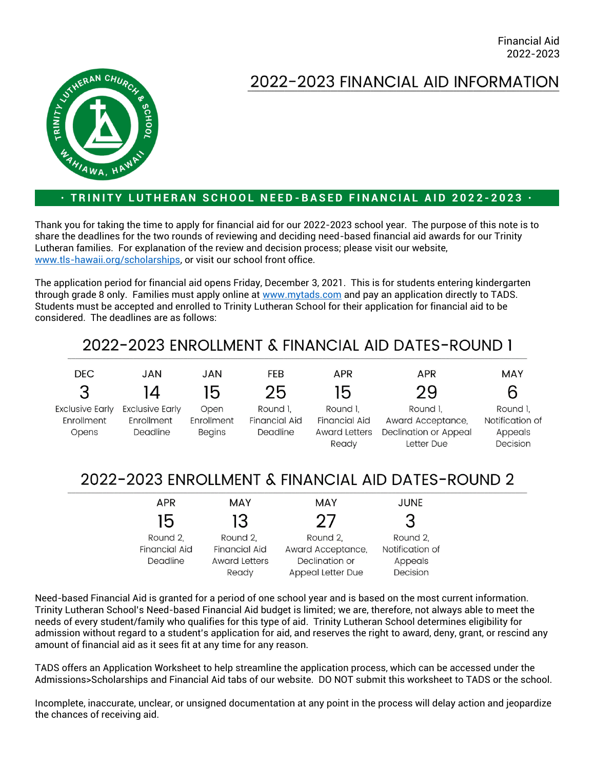Financial Aid
2022-2023

# 2022-2023 FINANCIAL AID INFORMATION

TRINITY LUTHERAN CHURCH & SCHOOL
WAHIAWA, HAWAII

## · TRINITY LUTHERAN SCHOOL NEED-BASED FINANCIAL AID 2022-2023 ·

Thank you for taking the time to apply for financial aid for our 2022-2023 school year. The purpose of this note is to share the deadlines for the two rounds of reviewing and deciding need-based financial aid awards for our Trinity Lutheran families. For explanation of the review and decision process; please visit our website, [www.tls-hawaii.org/scholarships](www.tls-hawaii.org/scholarships), or visit our school front office.

The application period for financial aid opens Friday, December 3, 2021. This is for students entering kindergarten through grade 8 only. Families must apply online at [www.mytads.com](www.mytads.com) and pay an application directly to TADS. Students must be accepted and enrolled to Trinity Lutheran School for their application for financial aid to be considered. The deadlines are as follows:

## 2022-2023 ENROLLMENT & FINANCIAL AID DATES-ROUND 1

| DEC | JAN | JAN | FEB | APR | APR | MAY |
|---|---|---|---|---|---|---|
| 3 | 14 | 15 | 25 | 15 | 29 | 6 |
| Exclusive Early Enrollment Opens | Exclusive Early Enrollment Deadline | Open Enrollment Begins | Round 1, Financial Aid Deadline | Round 1, Financial Aid Award Letters Ready | Round 1, Award Acceptance, Declination or Appeal Letter Due | Round 1, Notification of Appeals Decision |

## 2022-2023 ENROLLMENT & FINANCIAL AID DATES-ROUND 2

| APR | MAY | MAY | JUNE |
|---|---|---|---|
| 15 | 13 | 27 | 3 |
| Round 2, Financial Aid Deadline | Round 2, Financial Aid Award Letters Ready | Round 2, Award Acceptance, Declination or Appeal Letter Due | Round 2, Notification of Appeals Decision |

Need-based Financial Aid is granted for a period of one school year and is based on the most current information. Trinity Lutheran School's Need-based Financial Aid budget is limited; we are, therefore, not always able to meet the needs of every student/family who qualifies for this type of aid. Trinity Lutheran School determines eligibility for admission without regard to a student's application for aid, and reserves the right to award, deny, grant, or rescind any amount of financial aid as it sees fit at any time for any reason.

TADS offers an Application Worksheet to help streamline the application process, which can be accessed under the Admissions>Scholarships and Financial Aid tabs of our website. DO NOT submit this worksheet to TADS or the school.

Incomplete, inaccurate, unclear, or unsigned documentation at any point in the process will delay action and jeopardize the chances of receiving aid.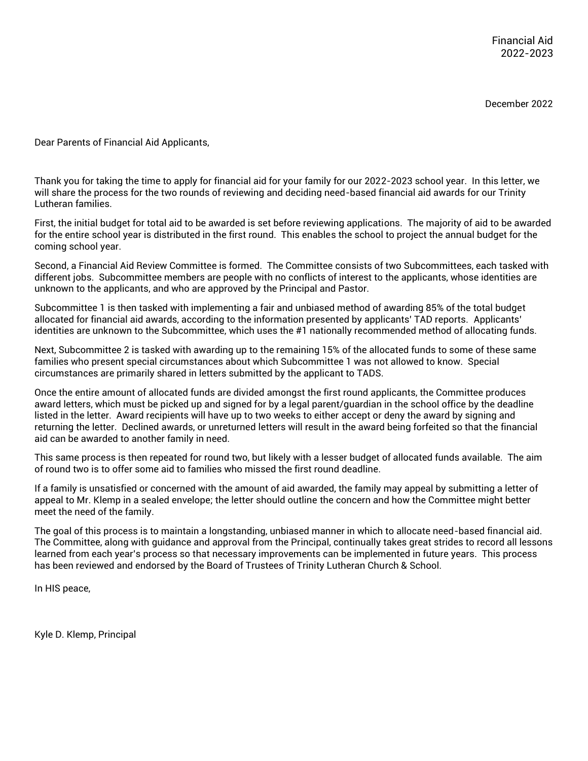Financial Aid
2022-2023

December 2022

Dear Parents of Financial Aid Applicants,

Thank you for taking the time to apply for financial aid for your family for our 2022-2023 school year. In this letter, we will share the process for the two rounds of reviewing and deciding need-based financial aid awards for our Trinity Lutheran families.

First, the initial budget for total aid to be awarded is set before reviewing applications. The majority of aid to be awarded for the entire school year is distributed in the first round. This enables the school to project the annual budget for the coming school year.

Second, a Financial Aid Review Committee is formed. The Committee consists of two Subcommittees, each tasked with different jobs. Subcommittee members are people with no conflicts of interest to the applicants, whose identities are unknown to the applicants, and who are approved by the Principal and Pastor.

Subcommittee 1 is then tasked with implementing a fair and unbiased method of awarding 85% of the total budget allocated for financial aid awards, according to the information presented by applicants' TAD reports. Applicants' identities are unknown to the Subcommittee, which uses the #1 nationally recommended method of allocating funds.

Next, Subcommittee 2 is tasked with awarding up to the remaining 15% of the allocated funds to some of these same families who present special circumstances about which Subcommittee 1 was not allowed to know. Special circumstances are primarily shared in letters submitted by the applicant to TADS.

Once the entire amount of allocated funds are divided amongst the first round applicants, the Committee produces award letters, which must be picked up and signed for by a legal parent/guardian in the school office by the deadline listed in the letter. Award recipients will have up to two weeks to either accept or deny the award by signing and returning the letter. Declined awards, or unreturned letters will result in the award being forfeited so that the financial aid can be awarded to another family in need.

This same process is then repeated for round two, but likely with a lesser budget of allocated funds available. The aim of round two is to offer some aid to families who missed the first round deadline.

If a family is unsatisfied or concerned with the amount of aid awarded, the family may appeal by submitting a letter of appeal to Mr. Klemp in a sealed envelope; the letter should outline the concern and how the Committee might better meet the need of the family.

The goal of this process is to maintain a longstanding, unbiased manner in which to allocate need-based financial aid. The Committee, along with guidance and approval from the Principal, continually takes great strides to record all lessons learned from each year's process so that necessary improvements can be implemented in future years. This process has been reviewed and endorsed by the Board of Trustees of Trinity Lutheran Church & School.

In HIS peace,

Kyle D. Klemp, Principal